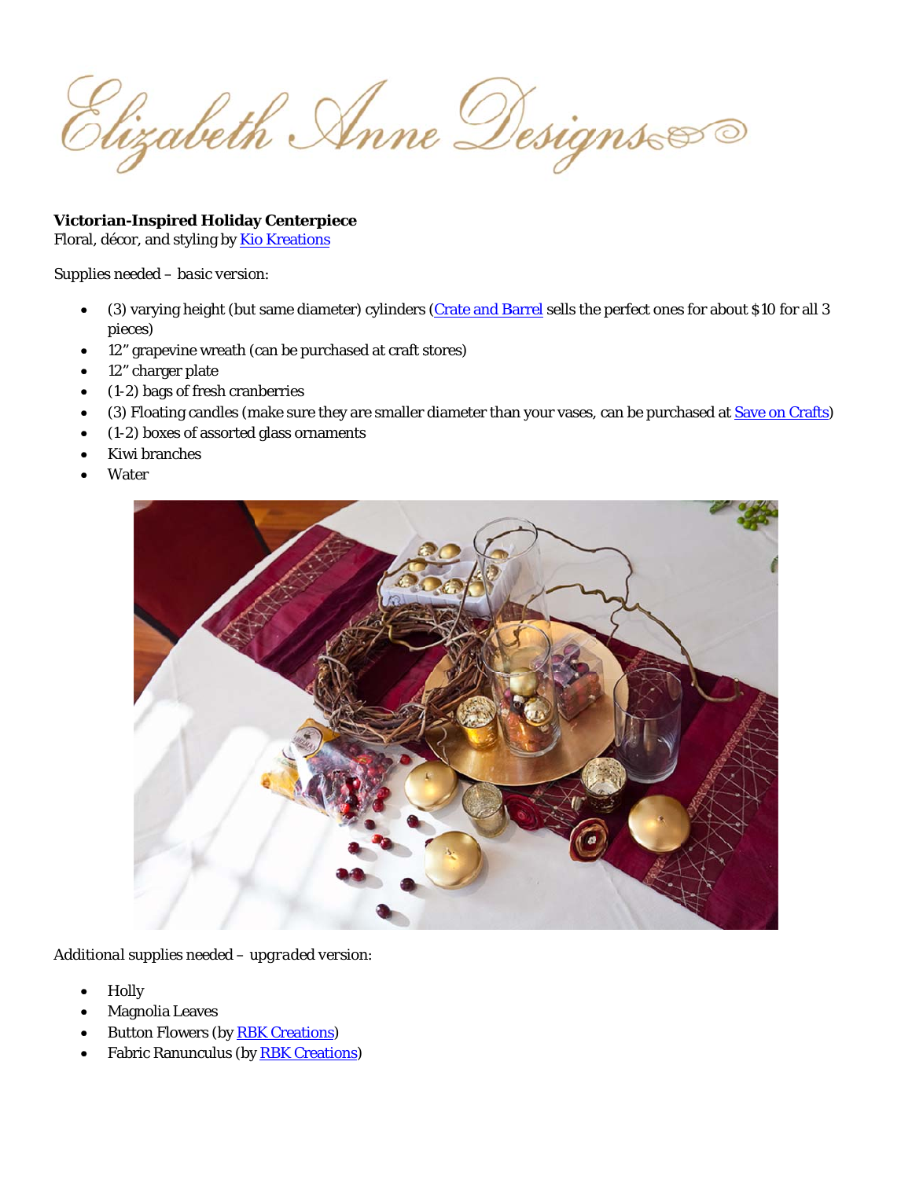Elizabeth Anne Designs

**Victorian-Inspired Holiday Centerpiece**
Floral, décor, and styling by Kio Kreations

Supplies needed – *basic version:*

- (3) varying height (but same diameter) cylinders (Crate and Barrel sells the perfect ones for about $10 for all 3 pieces)
- 12" grapevine wreath (can be purchased at craft stores)
- 12" charger plate
- (1-2) bags of fresh cranberries
- (3) Floating candles (make sure they are smaller diameter than your vases, can be purchased at Save on Crafts)
- (1-2) boxes of assorted glass ornaments
- Kiwi branches
- Water

*Additional supplies needed – upgraded version:*

- Holly
- Magnolia Leaves
- Button Flowers (by RBK Creations)
- Fabric Ranunculus (by RBK Creations)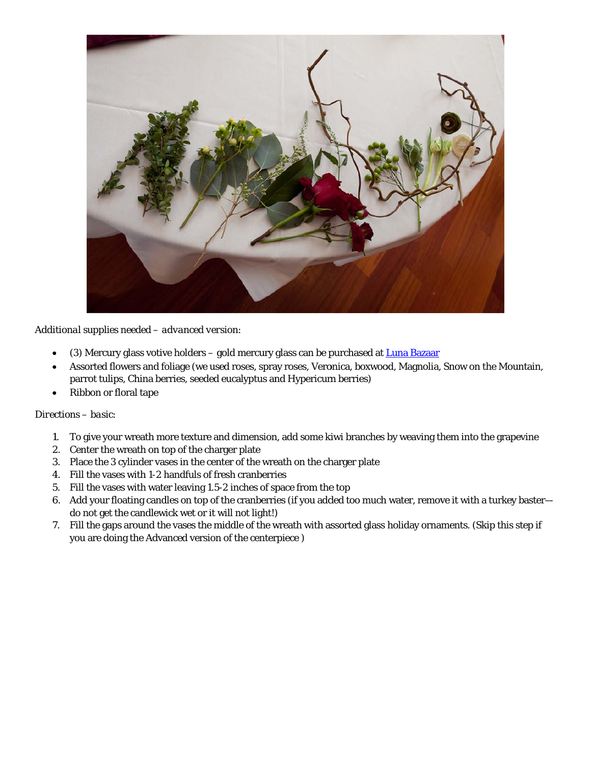*Additional supplies needed – advanced version:*

- (3) Mercury glass votive holders – gold mercury glass can be purchased at [Luna Bazaar]
- Assorted flowers and foliage (we used roses, spray roses, Veronica, boxwood, Magnolia, Snow on the Mountain, parrot tulips, China berries, seeded eucalyptus and Hypericum berries)
- Ribbon or floral tape

*Directions – basic:*

1. To give your wreath more texture and dimension, add some kiwi branches by weaving them into the grapevine
2. Center the wreath on top of the charger plate
3. Place the 3 cylinder vases in the center of the wreath on the charger plate
4. Fill the vases with 1-2 handfuls of fresh cranberries
5. Fill the vases with water leaving 1.5-2 inches of space from the top
6. Add your floating candles on top of the cranberries (if you added too much water, remove it with a turkey baster—do not get the candlewick wet or it will not light!)
7. Fill the gaps around the vases the middle of the wreath with assorted glass holiday ornaments. (Skip this step if you are doing the Advanced version of the centerpiece )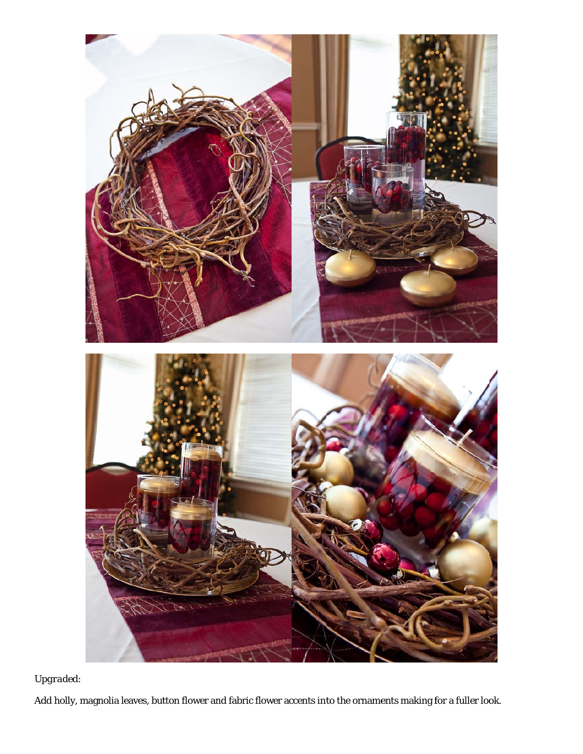*Upgraded:*

Add holly, magnolia leaves, button flower and fabric flower accents into the ornaments making for a fuller look.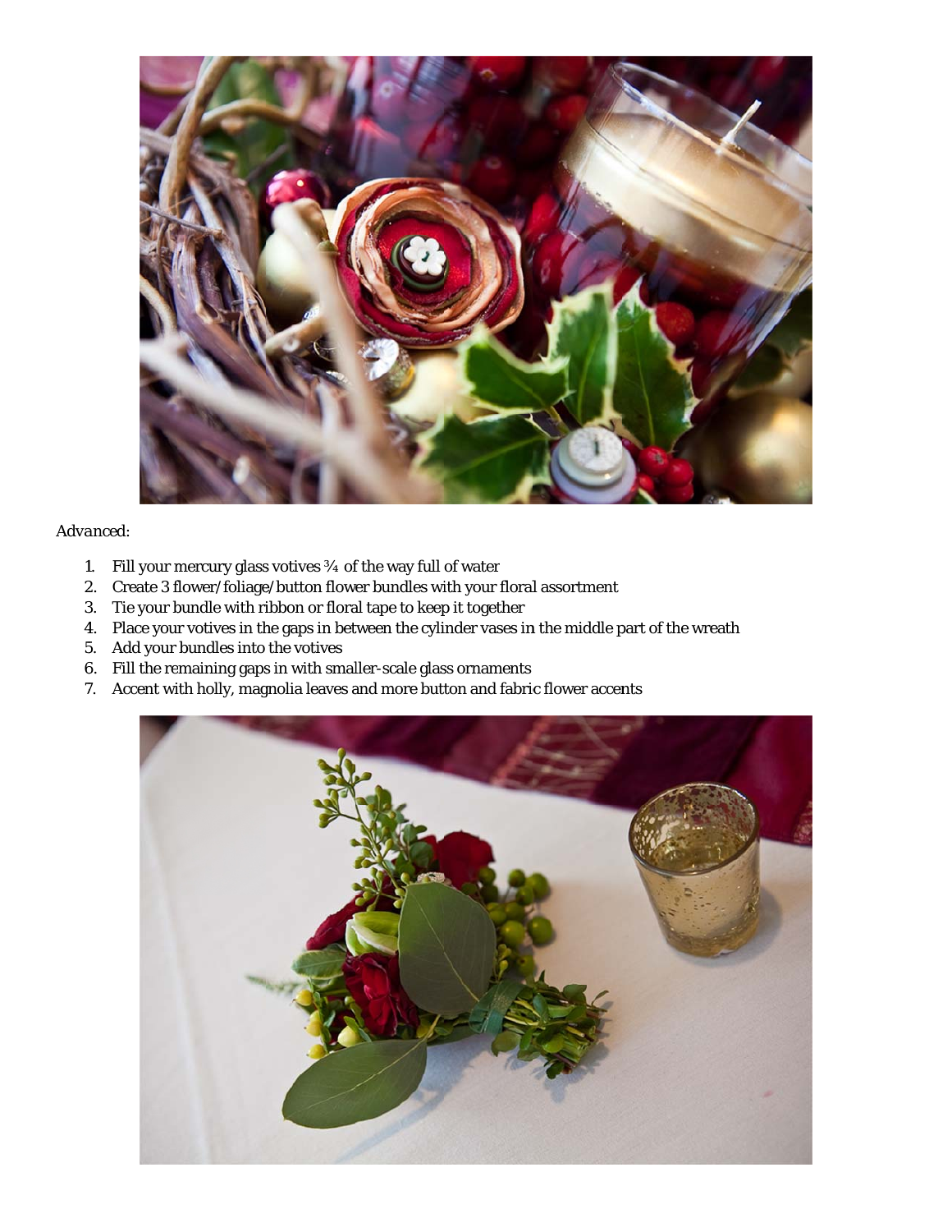*Advanced:*

1. Fill your mercury glass votives ¾ of the way full of water
2. Create 3 flower/foliage/button flower bundles with your floral assortment
3. Tie your bundle with ribbon or floral tape to keep it together
4. Place your votives in the gaps in between the cylinder vases in the middle part of the wreath
5. Add your bundles into the votives
6. Fill the remaining gaps in with smaller-scale glass ornaments
7. Accent with holly, magnolia leaves and more button and fabric flower accents